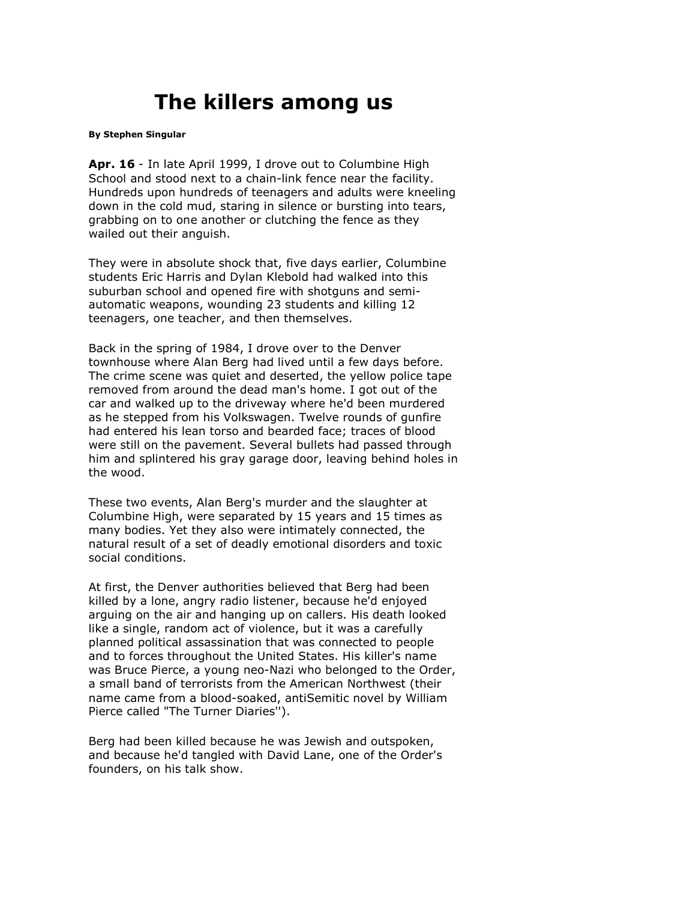# The killers among us

**By Stephen Singular**

**Apr. 16** - In late April 1999, I drove out to Columbine High School and stood next to a chain-link fence near the facility. Hundreds upon hundreds of teenagers and adults were kneeling down in the cold mud, staring in silence or bursting into tears, grabbing on to one another or clutching the fence as they wailed out their anguish.

They were in absolute shock that, five days earlier, Columbine students Eric Harris and Dylan Klebold had walked into this suburban school and opened fire with shotguns and semi-automatic weapons, wounding 23 students and killing 12 teenagers, one teacher, and then themselves.

Back in the spring of 1984, I drove over to the Denver townhouse where Alan Berg had lived until a few days before. The crime scene was quiet and deserted, the yellow police tape removed from around the dead man's home. I got out of the car and walked up to the driveway where he'd been murdered as he stepped from his Volkswagen. Twelve rounds of gunfire had entered his lean torso and bearded face; traces of blood were still on the pavement. Several bullets had passed through him and splintered his gray garage door, leaving behind holes in the wood.

These two events, Alan Berg's murder and the slaughter at Columbine High, were separated by 15 years and 15 times as many bodies. Yet they also were intimately connected, the natural result of a set of deadly emotional disorders and toxic social conditions.

At first, the Denver authorities believed that Berg had been killed by a lone, angry radio listener, because he'd enjoyed arguing on the air and hanging up on callers. His death looked like a single, random act of violence, but it was a carefully planned political assassination that was connected to people and to forces throughout the United States. His killer's name was Bruce Pierce, a young neo-Nazi who belonged to the Order, a small band of terrorists from the American Northwest (their name came from a blood-soaked, antiSemitic novel by William Pierce called "The Turner Diaries'').

Berg had been killed because he was Jewish and outspoken, and because he'd tangled with David Lane, one of the Order's founders, on his talk show.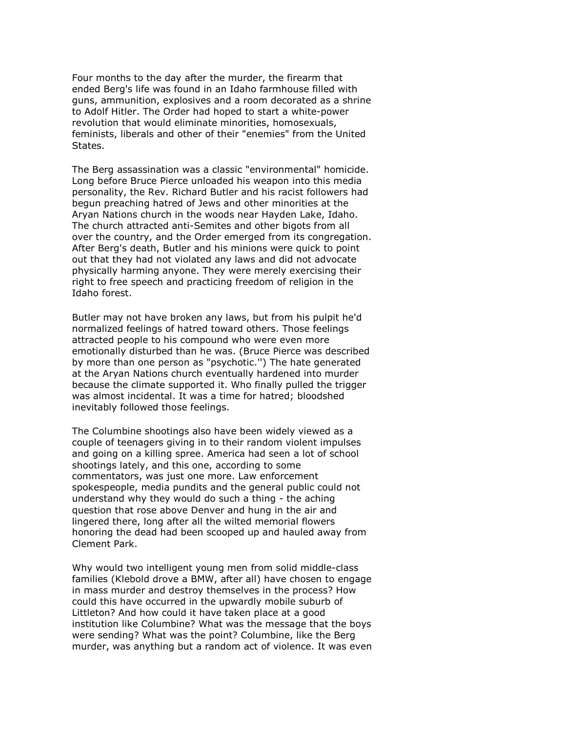Four months to the day after the murder, the firearm that ended Berg's life was found in an Idaho farmhouse filled with guns, ammunition, explosives and a room decorated as a shrine to Adolf Hitler. The Order had hoped to start a white-power revolution that would eliminate minorities, homosexuals, feminists, liberals and other of their "enemies" from the United States.

The Berg assassination was a classic "environmental" homicide. Long before Bruce Pierce unloaded his weapon into this media personality, the Rev. Richard Butler and his racist followers had begun preaching hatred of Jews and other minorities at the Aryan Nations church in the woods near Hayden Lake, Idaho. The church attracted anti-Semites and other bigots from all over the country, and the Order emerged from its congregation. After Berg's death, Butler and his minions were quick to point out that they had not violated any laws and did not advocate physically harming anyone. They were merely exercising their right to free speech and practicing freedom of religion in the Idaho forest.

Butler may not have broken any laws, but from his pulpit he'd normalized feelings of hatred toward others. Those feelings attracted people to his compound who were even more emotionally disturbed than he was. (Bruce Pierce was described by more than one person as "psychotic.'') The hate generated at the Aryan Nations church eventually hardened into murder because the climate supported it. Who finally pulled the trigger was almost incidental. It was a time for hatred; bloodshed inevitably followed those feelings.

The Columbine shootings also have been widely viewed as a couple of teenagers giving in to their random violent impulses and going on a killing spree. America had seen a lot of school shootings lately, and this one, according to some commentators, was just one more. Law enforcement spokespeople, media pundits and the general public could not understand why they would do such a thing - the aching question that rose above Denver and hung in the air and lingered there, long after all the wilted memorial flowers honoring the dead had been scooped up and hauled away from Clement Park.

Why would two intelligent young men from solid middle-class families (Klebold drove a BMW, after all) have chosen to engage in mass murder and destroy themselves in the process? How could this have occurred in the upwardly mobile suburb of Littleton? And how could it have taken place at a good institution like Columbine? What was the message that the boys were sending? What was the point? Columbine, like the Berg murder, was anything but a random act of violence. It was even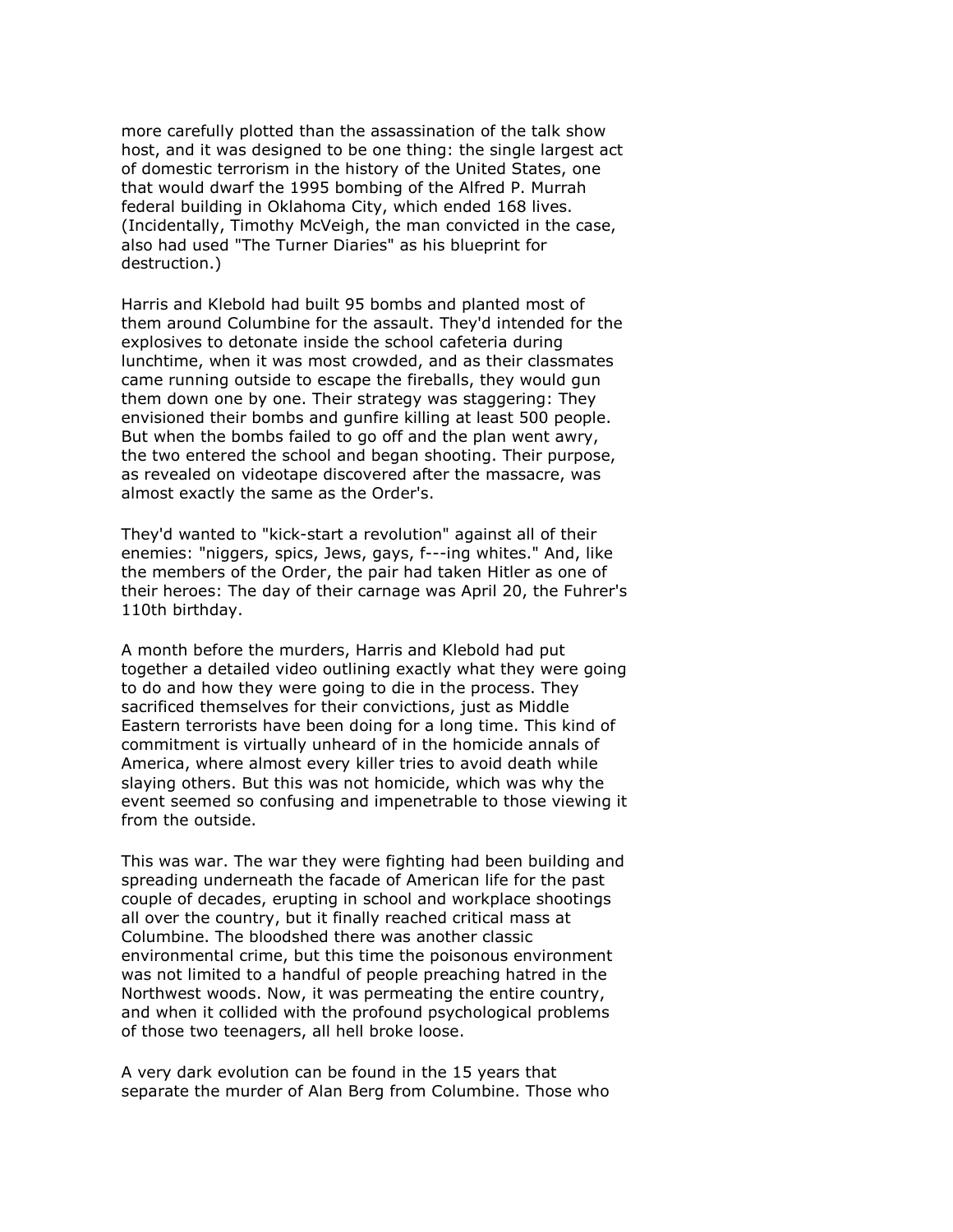more carefully plotted than the assassination of the talk show host, and it was designed to be one thing: the single largest act of domestic terrorism in the history of the United States, one that would dwarf the 1995 bombing of the Alfred P. Murrah federal building in Oklahoma City, which ended 168 lives. (Incidentally, Timothy McVeigh, the man convicted in the case, also had used "The Turner Diaries" as his blueprint for destruction.)

Harris and Klebold had built 95 bombs and planted most of them around Columbine for the assault. They'd intended for the explosives to detonate inside the school cafeteria during lunchtime, when it was most crowded, and as their classmates came running outside to escape the fireballs, they would gun them down one by one. Their strategy was staggering: They envisioned their bombs and gunfire killing at least 500 people. But when the bombs failed to go off and the plan went awry, the two entered the school and began shooting. Their purpose, as revealed on videotape discovered after the massacre, was almost exactly the same as the Order's.

They'd wanted to "kick-start a revolution" against all of their enemies: "niggers, spics, Jews, gays, f---ing whites." And, like the members of the Order, the pair had taken Hitler as one of their heroes: The day of their carnage was April 20, the Fuhrer's 110th birthday.

A month before the murders, Harris and Klebold had put together a detailed video outlining exactly what they were going to do and how they were going to die in the process. They sacrificed themselves for their convictions, just as Middle Eastern terrorists have been doing for a long time. This kind of commitment is virtually unheard of in the homicide annals of America, where almost every killer tries to avoid death while slaying others. But this was not homicide, which was why the event seemed so confusing and impenetrable to those viewing it from the outside.

This was war. The war they were fighting had been building and spreading underneath the facade of American life for the past couple of decades, erupting in school and workplace shootings all over the country, but it finally reached critical mass at Columbine. The bloodshed there was another classic environmental crime, but this time the poisonous environment was not limited to a handful of people preaching hatred in the Northwest woods. Now, it was permeating the entire country, and when it collided with the profound psychological problems of those two teenagers, all hell broke loose.

A very dark evolution can be found in the 15 years that separate the murder of Alan Berg from Columbine. Those who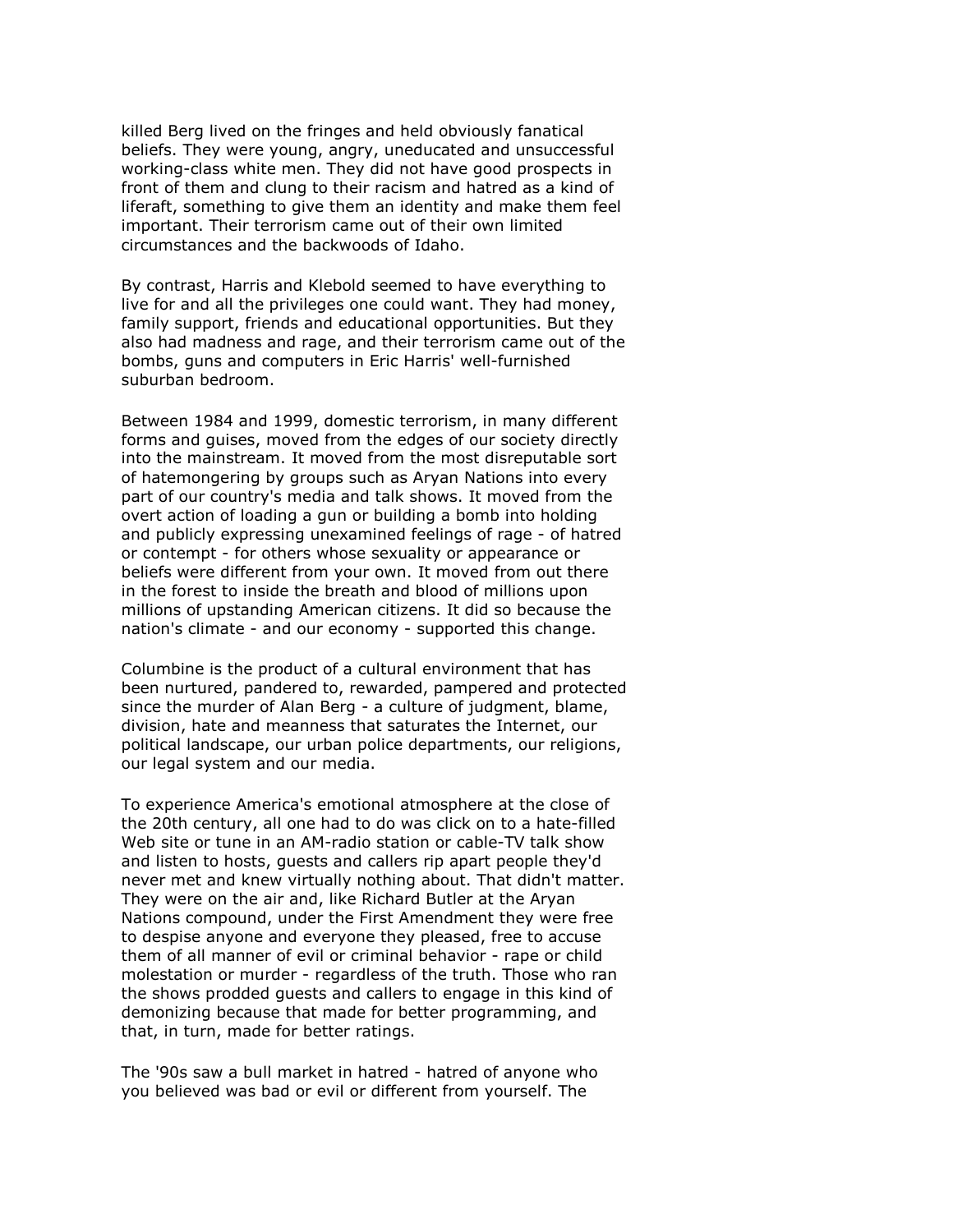killed Berg lived on the fringes and held obviously fanatical beliefs. They were young, angry, uneducated and unsuccessful working-class white men. They did not have good prospects in front of them and clung to their racism and hatred as a kind of liferaft, something to give them an identity and make them feel important. Their terrorism came out of their own limited circumstances and the backwoods of Idaho.

By contrast, Harris and Klebold seemed to have everything to live for and all the privileges one could want. They had money, family support, friends and educational opportunities. But they also had madness and rage, and their terrorism came out of the bombs, guns and computers in Eric Harris' well-furnished suburban bedroom.

Between 1984 and 1999, domestic terrorism, in many different forms and guises, moved from the edges of our society directly into the mainstream. It moved from the most disreputable sort of hatemongering by groups such as Aryan Nations into every part of our country's media and talk shows. It moved from the overt action of loading a gun or building a bomb into holding and publicly expressing unexamined feelings of rage - of hatred or contempt - for others whose sexuality or appearance or beliefs were different from your own. It moved from out there in the forest to inside the breath and blood of millions upon millions of upstanding American citizens. It did so because the nation's climate - and our economy - supported this change.

Columbine is the product of a cultural environment that has been nurtured, pandered to, rewarded, pampered and protected since the murder of Alan Berg - a culture of judgment, blame, division, hate and meanness that saturates the Internet, our political landscape, our urban police departments, our religions, our legal system and our media.

To experience America's emotional atmosphere at the close of the 20th century, all one had to do was click on to a hate-filled Web site or tune in an AM-radio station or cable-TV talk show and listen to hosts, guests and callers rip apart people they'd never met and knew virtually nothing about. That didn't matter. They were on the air and, like Richard Butler at the Aryan Nations compound, under the First Amendment they were free to despise anyone and everyone they pleased, free to accuse them of all manner of evil or criminal behavior - rape or child molestation or murder - regardless of the truth. Those who ran the shows prodded guests and callers to engage in this kind of demonizing because that made for better programming, and that, in turn, made for better ratings.

The '90s saw a bull market in hatred - hatred of anyone who you believed was bad or evil or different from yourself. The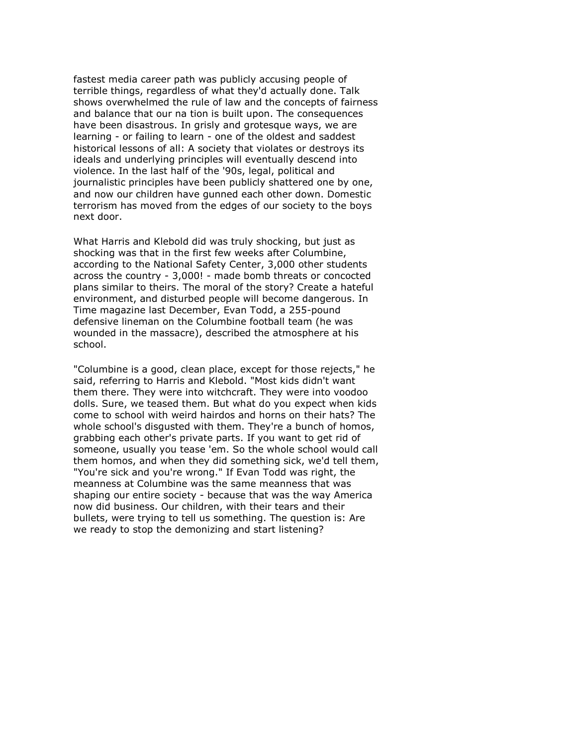fastest media career path was publicly accusing people of terrible things, regardless of what they'd actually done. Talk shows overwhelmed the rule of law and the concepts of fairness and balance that our na tion is built upon. The consequences have been disastrous. In grisly and grotesque ways, we are learning - or failing to learn - one of the oldest and saddest historical lessons of all: A society that violates or destroys its ideals and underlying principles will eventually descend into violence. In the last half of the '90s, legal, political and journalistic principles have been publicly shattered one by one, and now our children have gunned each other down. Domestic terrorism has moved from the edges of our society to the boys next door.

What Harris and Klebold did was truly shocking, but just as shocking was that in the first few weeks after Columbine, according to the National Safety Center, 3,000 other students across the country - 3,000! - made bomb threats or concocted plans similar to theirs. The moral of the story? Create a hateful environment, and disturbed people will become dangerous. In Time magazine last December, Evan Todd, a 255-pound defensive lineman on the Columbine football team (he was wounded in the massacre), described the atmosphere at his school.

"Columbine is a good, clean place, except for those rejects," he said, referring to Harris and Klebold. "Most kids didn't want them there. They were into witchcraft. They were into voodoo dolls. Sure, we teased them. But what do you expect when kids come to school with weird hairdos and horns on their hats? The whole school's disgusted with them. They're a bunch of homos, grabbing each other's private parts. If you want to get rid of someone, usually you tease 'em. So the whole school would call them homos, and when they did something sick, we'd tell them, "You're sick and you're wrong." If Evan Todd was right, the meanness at Columbine was the same meanness that was shaping our entire society - because that was the way America now did business. Our children, with their tears and their bullets, were trying to tell us something. The question is: Are we ready to stop the demonizing and start listening?